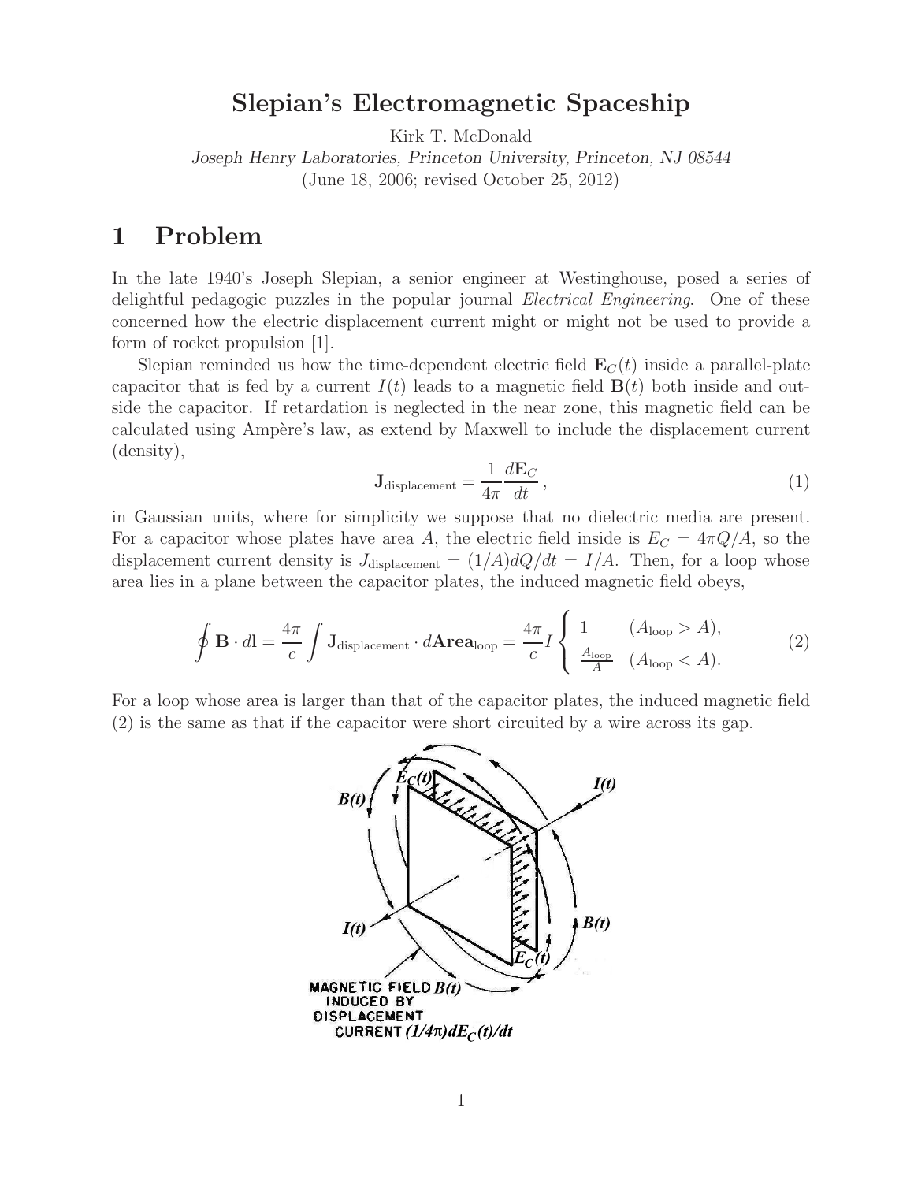# Slepian's Electromagnetic Spaceship

Kirk T. McDonald

*Joseph Henry Laboratories, Princeton University, Princeton, NJ 08544*

(June 18, 2006; revised October 25, 2012)

## 1 Problem

In the late 1940's Joseph Slepian, a senior engineer at Westinghouse, posed a series of delightful pedagogic puzzles in the popular journal *Electrical Engineering*. One of these concerned how the electric displacement current might or might not be used to provide a form of rocket propulsion [1].

Slepian reminded us how the time-dependent electric field $\mathbf{E}_C(t)$ inside a parallel-plate capacitor that is fed by a current $I(t)$ leads to a magnetic field $\mathbf{B}(t)$ both inside and outside the capacitor. If retardation is neglected in the near zone, this magnetic field can be calculated using Ampère's law, as extend by Maxwell to include the displacement current (density),

$$\mathbf{J}_{\text{displacement}} = \frac{1}{4\pi}\frac{d\mathbf{E}_C}{dt}, \tag{1}$$

in Gaussian units, where for simplicity we suppose that no dielectric media are present. For a capacitor whose plates have area $A$, the electric field inside is $E_C = 4\pi Q/A$, so the displacement current density is $J_{\text{displacement}} = (1/A)dQ/dt = I/A$. Then, for a loop whose area lies in a plane between the capacitor plates, the induced magnetic field obeys,

$$\oint \mathbf{B}\cdot d\mathbf{l} = \frac{4\pi}{c}\int \mathbf{J}_{\text{displacement}} \cdot d\mathbf{Area}_{\text{loop}} = \frac{4\pi}{c} I \begin{cases} 1 & (A_{\text{loop}} > A), \\ \frac{A_{\text{loop}}}{A} & (A_{\text{loop}} < A). \end{cases} \tag{2}$$

For a loop whose area is larger than that of the capacitor plates, the induced magnetic field (2) is the same as that if the capacitor were short circuited by a wire across its gap.

MAGNETIC FIELD $B(t)$ INDUCED BY DISPLACEMENT CURRENT $(1/4\pi)dE_C(t)/dt$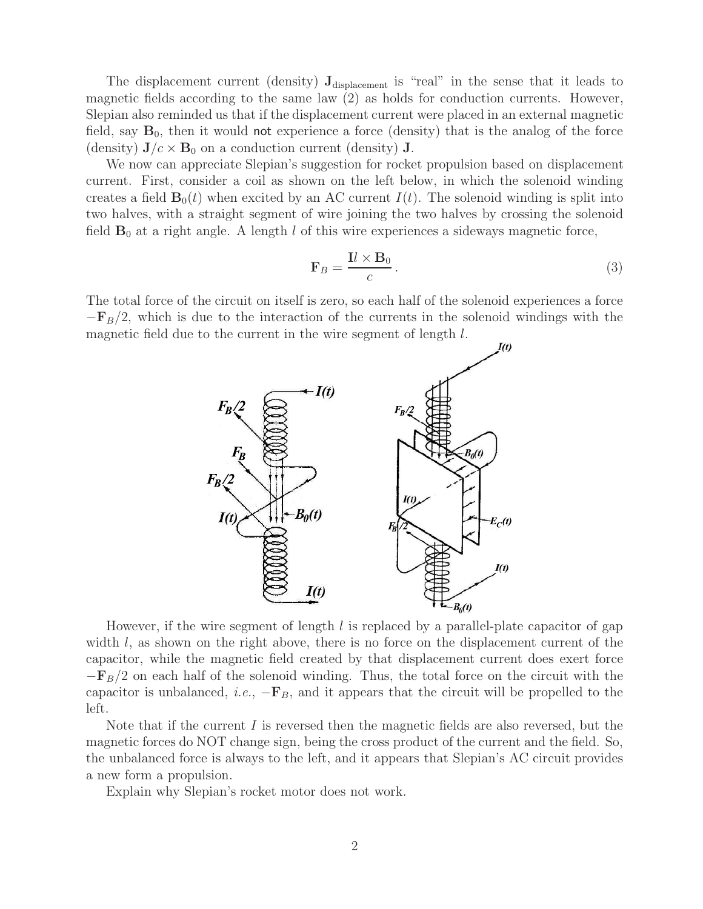The displacement current (density) $\mathbf{J}_{\text{displacement}}$ is "real" in the sense that it leads to magnetic fields according to the same law (2) as holds for conduction currents. However, Slepian also reminded us that if the displacement current were placed in an external magnetic field, say $\mathbf{B}_0$, then it would not experience a force (density) that is the analog of the force (density) $\mathbf{J}/c \times \mathbf{B}_0$ on a conduction current (density) $\mathbf{J}$.

We now can appreciate Slepian's suggestion for rocket propulsion based on displacement current. First, consider a coil as shown on the left below, in which the solenoid winding creates a field $\mathbf{B}_0(t)$ when excited by an AC current $I(t)$. The solenoid winding is split into two halves, with a straight segment of wire joining the two halves by crossing the solenoid field $\mathbf{B}_0$ at a right angle. A length $l$ of this wire experiences a sideways magnetic force,

$$\mathbf{F}_B = \frac{\mathbf{I}l \times \mathbf{B}_0}{c}. \tag{3}$$

The total force of the circuit on itself is zero, so each half of the solenoid experiences a force $-\mathbf{F}_B/2$, which is due to the interaction of the currents in the solenoid windings with the magnetic field due to the current in the wire segment of length $l$.

However, if the wire segment of length $l$ is replaced by a parallel-plate capacitor of gap width $l$, as shown on the right above, there is no force on the displacement current of the capacitor, while the magnetic field created by that displacement current does exert force $-\mathbf{F}_B/2$ on each half of the solenoid winding. Thus, the total force on the circuit with the capacitor is unbalanced, *i.e.*, $-\mathbf{F}_B$, and it appears that the circuit will be propelled to the left.

Note that if the current $I$ is reversed then the magnetic fields are also reversed, but the magnetic forces do NOT change sign, being the cross product of the current and the field. So, the unbalanced force is always to the left, and it appears that Slepian's AC circuit provides a new form a propulsion.

Explain why Slepian's rocket motor does not work.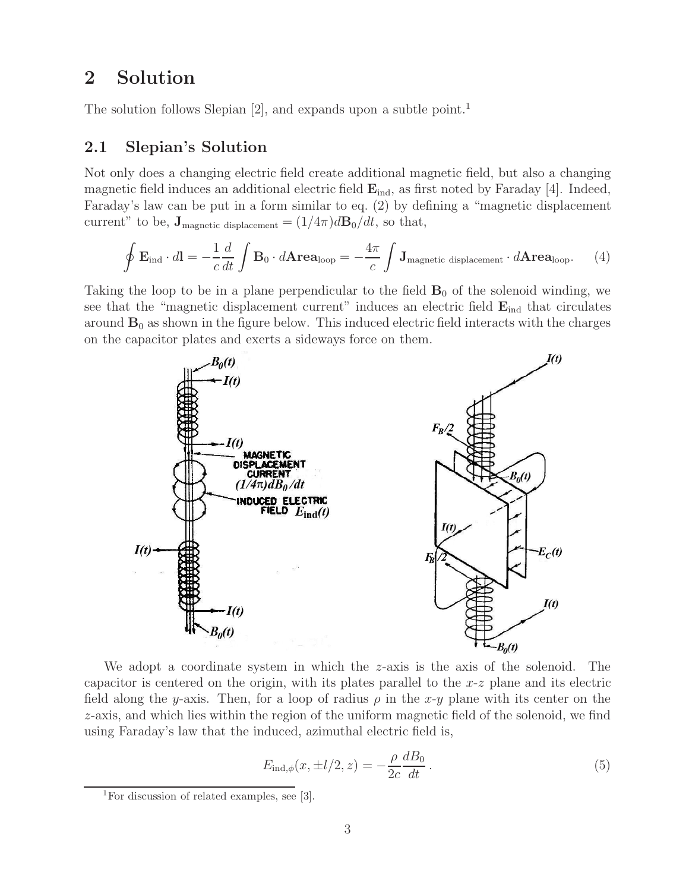## 2 Solution

The solution follows Slepian [2], and expands upon a subtle point.[1]

### 2.1 Slepian's Solution

Not only does a changing electric field create additional magnetic field, but also a changing magnetic field induces an additional electric field $\mathbf{E}_{\rm ind}$, as first noted by Faraday [4]. Indeed, Faraday's law can be put in a form similar to eq. (2) by defining a "magnetic displacement current" to be, $\mathbf{J}_{\rm magnetic\ displacement} = (1/4\pi)d\mathbf{B}_0/dt$, so that,

$$\oint \mathbf{E}_{\rm ind} \cdot d\mathbf{l} = -\frac{1}{c}\frac{d}{dt}\int \mathbf{B}_0 \cdot d\mathbf{Area}_{\rm loop} = -\frac{4\pi}{c}\int \mathbf{J}_{\rm magnetic\ displacement} \cdot d\mathbf{Area}_{\rm loop}. \tag{4}$$

Taking the loop to be in a plane perpendicular to the field $\mathbf{B}_0$ of the solenoid winding, we see that the "magnetic displacement current" induces an electric field $\mathbf{E}_{\rm ind}$ that circulates around $\mathbf{B}_0$ as shown in the figure below. This induced electric field interacts with the charges on the capacitor plates and exerts a sideways force on them.

We adopt a coordinate system in which the $z$-axis is the axis of the solenoid. The capacitor is centered on the origin, with its plates parallel to the $x$-$z$ plane and its electric field along the $y$-axis. Then, for a loop of radius $\rho$ in the $x$-$y$ plane with its center on the $z$-axis, and which lies within the region of the uniform magnetic field of the solenoid, we find using Faraday's law that the induced, azimuthal electric field is,

$$E_{{\rm ind},\phi}(x, \pm l/2, z) = -\frac{\rho}{2c}\frac{dB_0}{dt}. \tag{5}$$

[1] For discussion of related examples, see [3].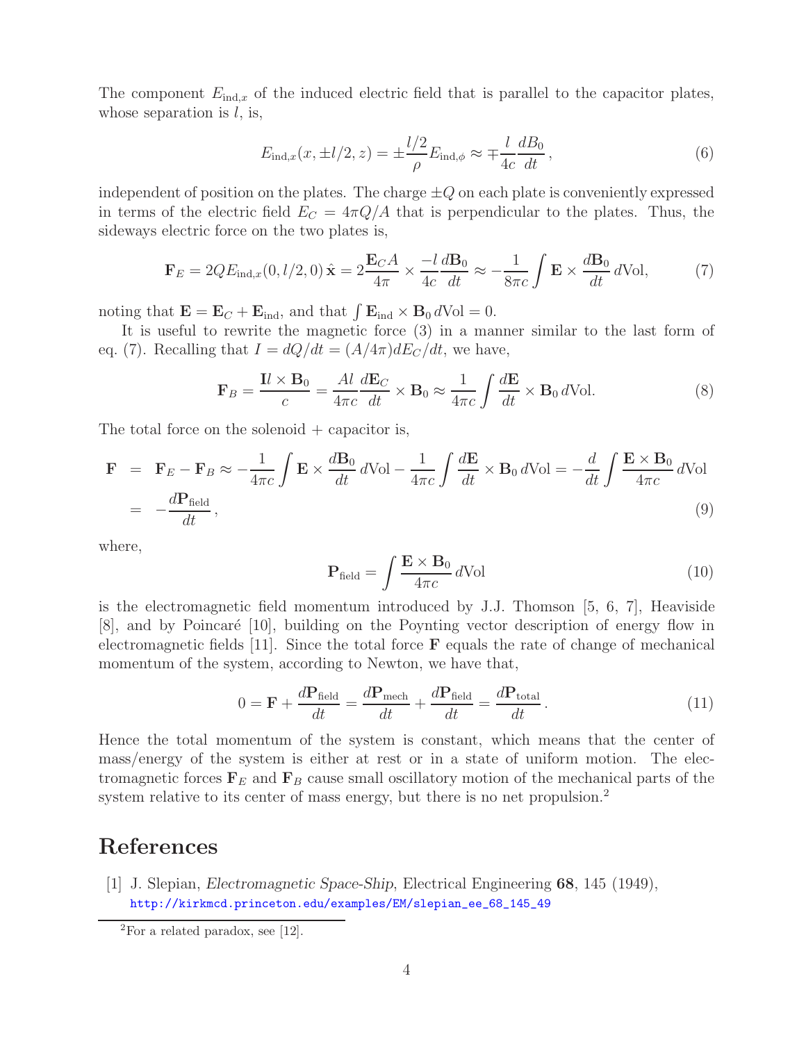The component $E_{\text{ind},x}$ of the induced electric field that is parallel to the capacitor plates, whose separation is $l$, is,

$$E_{\text{ind},x}(x, \pm l/2, z) = \pm \frac{l/2}{\rho} E_{\text{ind},\phi} \approx \mp \frac{l}{4c} \frac{dB_0}{dt}, \tag{6}$$

independent of position on the plates. The charge $\pm Q$ on each plate is conveniently expressed in terms of the electric field $E_C = 4\pi Q/A$ that is perpendicular to the plates. Thus, the sideways electric force on the two plates is,

$$\mathbf{F}_E = 2Q E_{\text{ind},x}(0, l/2, 0)\,\hat{\mathbf{x}} = 2\frac{\mathbf{E}_C A}{4\pi} \times \frac{-l}{4c}\frac{d\mathbf{B}_0}{dt} \approx -\frac{1}{8\pi c}\int \mathbf{E} \times \frac{d\mathbf{B}_0}{dt}\, d\text{Vol}, \tag{7}$$

noting that $\mathbf{E} = \mathbf{E}_C + \mathbf{E}_{\text{ind}}$, and that $\int \mathbf{E}_{\text{ind}} \times \mathbf{B}_0 \, d\text{Vol} = 0$.

It is useful to rewrite the magnetic force (3) in a manner similar to the last form of eq. (7). Recalling that $I = dQ/dt = (A/4\pi) dE_C/dt$, we have,

$$\mathbf{F}_B = \frac{\mathbf{I}l \times \mathbf{B}_0}{c} = \frac{Al}{4\pi c}\frac{d\mathbf{E}_C}{dt} \times \mathbf{B}_0 \approx \frac{1}{4\pi c}\int \frac{d\mathbf{E}}{dt} \times \mathbf{B}_0 \, d\text{Vol}. \tag{8}$$

The total force on the solenoid + capacitor is,

$$\begin{aligned}
\mathbf{F} &= \mathbf{F}_E - \mathbf{F}_B \approx -\frac{1}{4\pi c}\int \mathbf{E} \times \frac{d\mathbf{B}_0}{dt}\, d\text{Vol} - \frac{1}{4\pi c}\int \frac{d\mathbf{E}}{dt} \times \mathbf{B}_0 \, d\text{Vol} = -\frac{d}{dt}\int \frac{\mathbf{E} \times \mathbf{B}_0}{4\pi c}\, d\text{Vol} \\
&= -\frac{d\mathbf{P}_{\text{field}}}{dt},
\end{aligned} \tag{9}$$

where,

$$\mathbf{P}_{\text{field}} = \int \frac{\mathbf{E} \times \mathbf{B}_0}{4\pi c}\, d\text{Vol} \tag{10}$$

is the electromagnetic field momentum introduced by J.J. Thomson [5, 6, 7], Heaviside [8], and by Poincaré [10], building on the Poynting vector description of energy flow in electromagnetic fields [11]. Since the total force $\mathbf{F}$ equals the rate of change of mechanical momentum of the system, according to Newton, we have that,

$$0 = \mathbf{F} + \frac{d\mathbf{P}_{\text{field}}}{dt} = \frac{d\mathbf{P}_{\text{mech}}}{dt} + \frac{d\mathbf{P}_{\text{field}}}{dt} = \frac{d\mathbf{P}_{\text{total}}}{dt}. \tag{11}$$

Hence the total momentum of the system is constant, which means that the center of mass/energy of the system is either at rest or in a state of uniform motion. The electromagnetic forces $\mathbf{F}_E$ and $\mathbf{F}_B$ cause small oscillatory motion of the mechanical parts of the system relative to its center of mass energy, but there is no net propulsion.[2]

## References

[1] J. Slepian, *Electromagnetic Space-Ship*, Electrical Engineering **68**, 145 (1949), http://kirkmcd.princeton.edu/examples/EM/slepian_ee_68_145_49

[2] For a related paradox, see [12].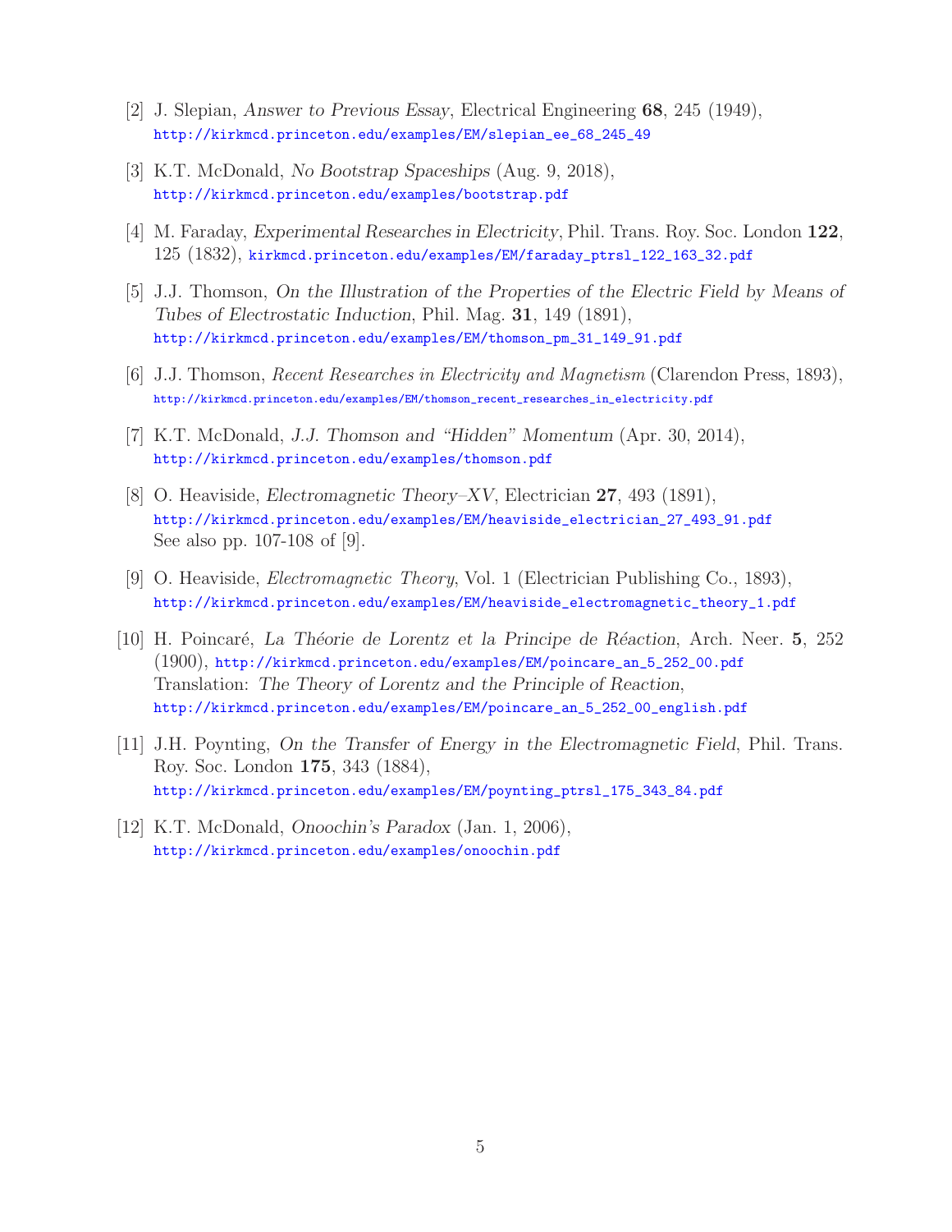[2] J. Slepian, *Answer to Previous Essay*, Electrical Engineering **68**, 245 (1949),
http://kirkmcd.princeton.edu/examples/EM/slepian_ee_68_245_49

[3] K.T. McDonald, *No Bootstrap Spaceships* (Aug. 9, 2018),
http://kirkmcd.princeton.edu/examples/bootstrap.pdf

[4] M. Faraday, *Experimental Researches in Electricity*, Phil. Trans. Roy. Soc. London **122**, 125 (1832), kirkmcd.princeton.edu/examples/EM/faraday_ptrsl_122_163_32.pdf

[5] J.J. Thomson, *On the Illustration of the Properties of the Electric Field by Means of Tubes of Electrostatic Induction*, Phil. Mag. **31**, 149 (1891),
http://kirkmcd.princeton.edu/examples/EM/thomson_pm_31_149_91.pdf

[6] J.J. Thomson, *Recent Researches in Electricity and Magnetism* (Clarendon Press, 1893),
http://kirkmcd.princeton.edu/examples/EM/thomson_recent_researches_in_electricity.pdf

[7] K.T. McDonald, *J.J. Thomson and "Hidden" Momentum* (Apr. 30, 2014),
http://kirkmcd.princeton.edu/examples/thomson.pdf

[8] O. Heaviside, *Electromagnetic Theory–XV*, Electrician **27**, 493 (1891),
http://kirkmcd.princeton.edu/examples/EM/heaviside_electrician_27_493_91.pdf
See also pp. 107-108 of [9].

[9] O. Heaviside, *Electromagnetic Theory*, Vol. 1 (Electrician Publishing Co., 1893),
http://kirkmcd.princeton.edu/examples/EM/heaviside_electromagnetic_theory_1.pdf

[10] H. Poincaré, *La Théorie de Lorentz et la Principe de Réaction*, Arch. Neer. **5**, 252 (1900), http://kirkmcd.princeton.edu/examples/EM/poincare_an_5_252_00.pdf
Translation: *The Theory of Lorentz and the Principle of Reaction*,
http://kirkmcd.princeton.edu/examples/EM/poincare_an_5_252_00_english.pdf

[11] J.H. Poynting, *On the Transfer of Energy in the Electromagnetic Field*, Phil. Trans. Roy. Soc. London **175**, 343 (1884),
http://kirkmcd.princeton.edu/examples/EM/poynting_ptrsl_175_343_84.pdf

[12] K.T. McDonald, *Onoochin's Paradox* (Jan. 1, 2006),
http://kirkmcd.princeton.edu/examples/onoochin.pdf